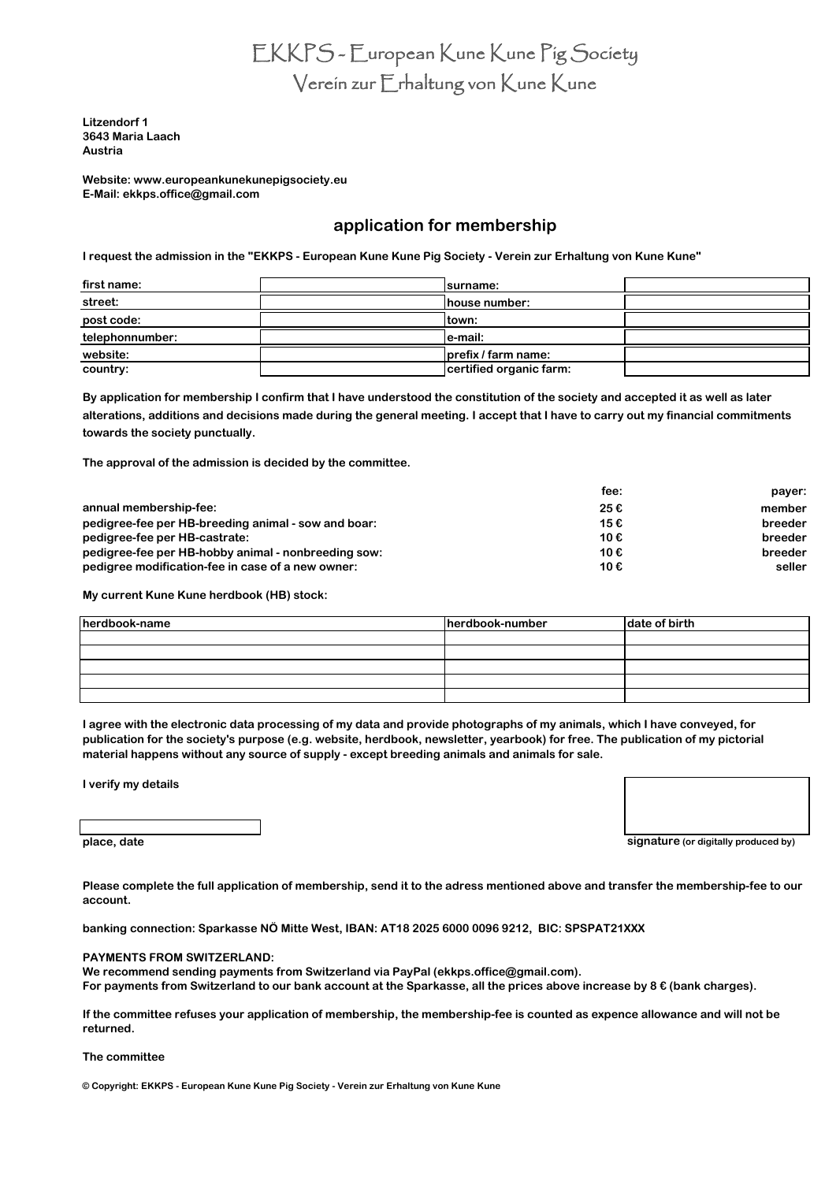# EKKPS - European Kune Kune Pig Society
## Verein zur Erhaltung von Kune Kune

**Litzendorf 1**
**3643 Maria Laach**
**Austria**

**Website: www.europeankunekunepigsociety.eu**
**E-Mail: ekkps.office@gmail.com**

## application for membership

**I request the admission in the "EKKPS - European Kune Kune Pig Society - Verein zur Erhaltung von Kune Kune"**

| | | | |
|---|---|---|---|
| **first name:** | | **surname:** | |
| **street:** | | **house number:** | |
| **post code:** | | **town:** | |
| **telephonnumber:** | | **e-mail:** | |
| **website:** | | **prefix / farm name:** | |
| **country:** | | **certified organic farm:** | |

**By application for membership I confirm that I have understood the constitution of the society and accepted it as well as later alterations, additions and decisions made during the general meeting. I accept that I have to carry out my financial commitments towards the society punctually.**

**The approval of the admission is decided by the committee.**

| | fee: | payer: |
|---|---|---|
| **annual membership-fee:** | **25 €** | **member** |
| **pedigree-fee per HB-breeding animal - sow and boar:** | **15 €** | **breeder** |
| **pedigree-fee per HB-castrate:** | **10 €** | **breeder** |
| **pedigree-fee per HB-hobby animal - nonbreeding sow:** | **10 €** | **breeder** |
| **pedigree modification-fee in case of a new owner:** | **10 €** | **seller** |

**My current Kune Kune herdbook (HB) stock:**

| herdbook-name | herdbook-number | date of birth |
|---|---|---|
| | | |
| | | |
| | | |
| | | |
| | | |

**I agree with the electronic data processing of my data and provide photographs of my animals, which I have conveyed, for publication for the society's purpose (e.g. website, herdbook, newsletter, yearbook) for free. The publication of my pictorial material happens without any source of supply - except breeding animals and animals for sale.**

**I verify my details**

**place, date** | **signature** (or digitally produced by)

**Please complete the full application of membership, send it to the adress mentioned above and transfer the membership-fee to our account.**

**banking connection: Sparkasse NÖ Mitte West, IBAN: AT18 2025 6000 0096 9212, BIC: SPSPAT21XXX**

**PAYMENTS FROM SWITZERLAND:**
**We recommend sending payments from Switzerland via PayPal (ekkps.office@gmail.com).**
**For payments from Switzerland to our bank account at the Sparkasse, all the prices above increase by 8 € (bank charges).**

**If the committee refuses your application of membership, the membership-fee is counted as expence allowance and will not be returned.**

**The committee**

**© Copyright: EKKPS - European Kune Kune Pig Society - Verein zur Erhaltung von Kune Kune**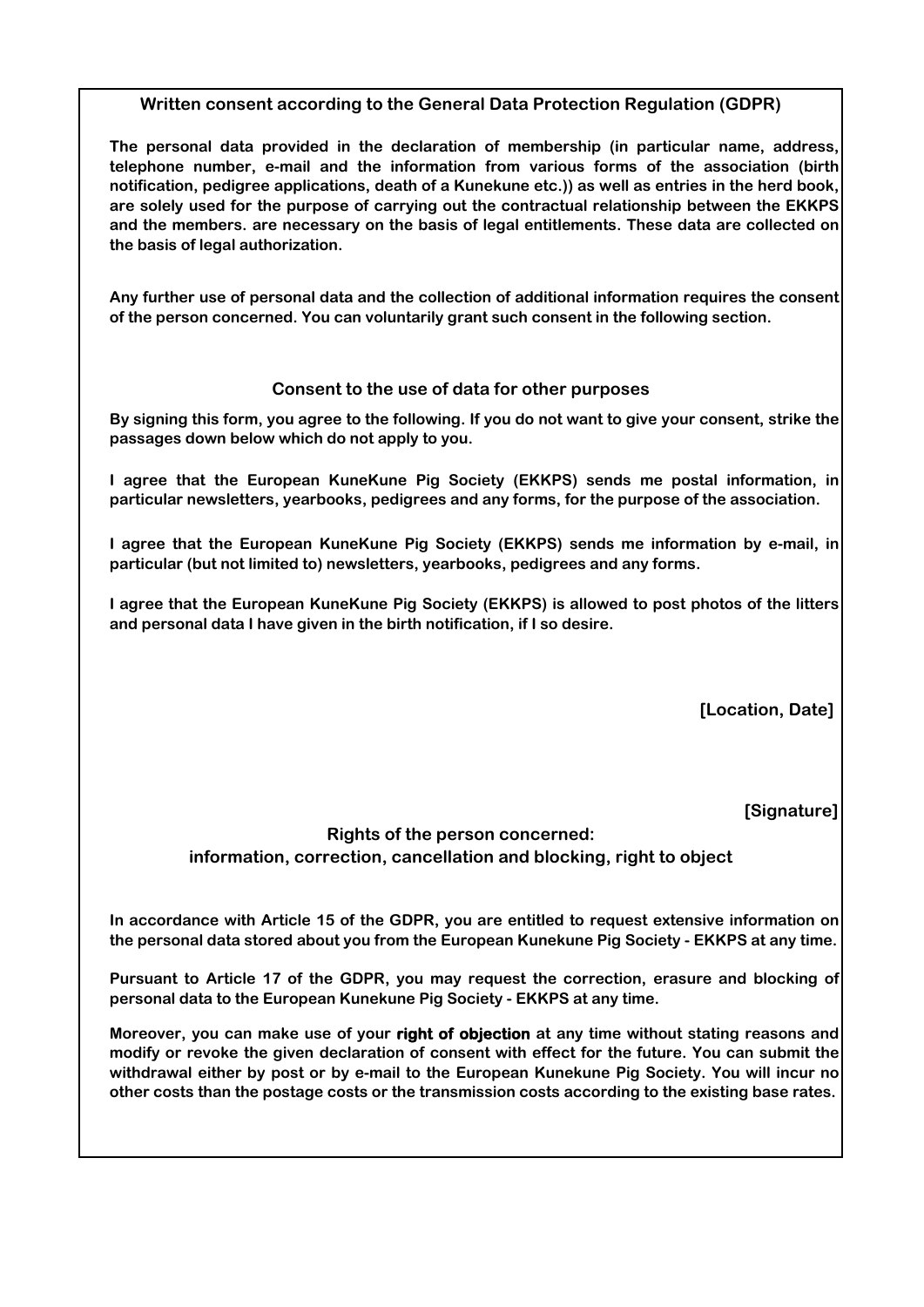## Written consent according to the General Data Protection Regulation (GDPR)

**The personal data provided in the declaration of membership (in particular name, address, telephone number, e-mail and the information from various forms of the association (birth notification, pedigree applications, death of a Kunekune etc.)) as well as entries in the herd book, are solely used for the purpose of carrying out the contractual relationship between the EKKPS and the members. are necessary on the basis of legal entitlements. These data are collected on the basis of legal authorization.**

**Any further use of personal data and the collection of additional information requires the consent of the person concerned. You can voluntarily grant such consent in the following section.**

### Consent to the use of data for other purposes

**By signing this form, you agree to the following. If you do not want to give your consent, strike the passages down below which do not apply to you.**

**I agree that the European KuneKune Pig Society (EKKPS) sends me postal information, in particular newsletters, yearbooks, pedigrees and any forms, for the purpose of the association.**

**I agree that the European KuneKune Pig Society (EKKPS) sends me information by e-mail, in particular (but not limited to) newsletters, yearbooks, pedigrees and any forms.**

**I agree that the European KuneKune Pig Society (EKKPS) is allowed to post photos of the litters and personal data I have given in the birth notification, if I so desire.**

**[Location, Date]**

**[Signature]**

### Rights of the person concerned: information, correction, cancellation and blocking, right to object

**In accordance with Article 15 of the GDPR, you are entitled to request extensive information on the personal data stored about you from the European Kunekune Pig Society - EKKPS at any time.**

**Pursuant to Article 17 of the GDPR, you may request the correction, erasure and blocking of personal data to the European Kunekune Pig Society - EKKPS at any time.**

**Moreover, you can make use of your right of objection at any time without stating reasons and modify or revoke the given declaration of consent with effect for the future. You can submit the withdrawal either by post or by e-mail to the European Kunekune Pig Society. You will incur no other costs than the postage costs or the transmission costs according to the existing base rates.**